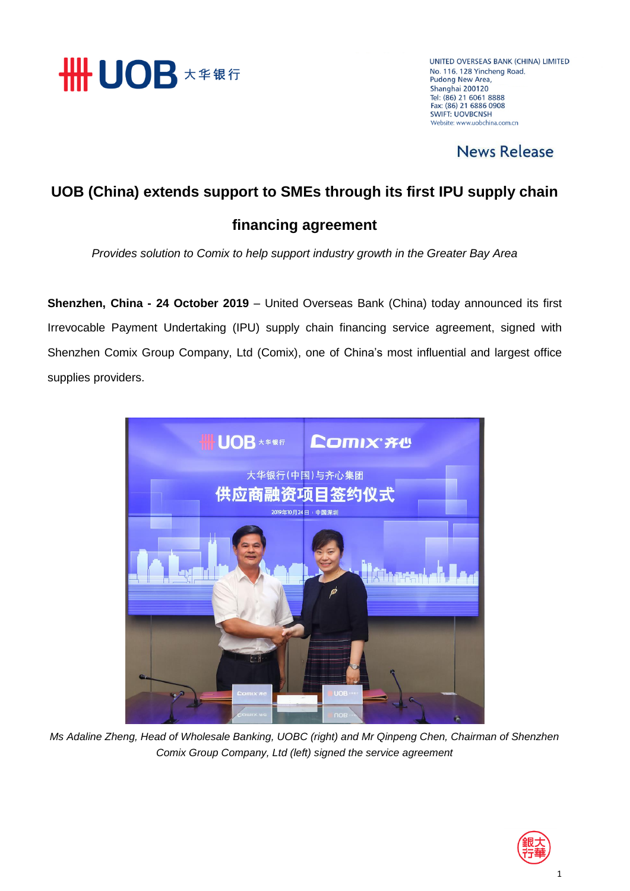UNITED OVERSEAS BANK (CHINA) LIMITED
No. 116, 128 Yincheng Road,
Pudong New Area,
Shanghai 200120
Tel: (86) 21 6061 8888
Fax: (86) 21 6886 0908
SWIFT: UOVBCNSH
Website: www.uobchina.com.cn

**News Release**

# UOB (China) extends support to SMEs through its first IPU supply chain financing agreement

*Provides solution to Comix to help support industry growth in the Greater Bay Area*

**Shenzhen, China - 24 October 2019** – United Overseas Bank (China) today announced its first Irrevocable Payment Undertaking (IPU) supply chain financing service agreement, signed with Shenzhen Comix Group Company, Ltd (Comix), one of China's most influential and largest office supplies providers.

*Ms Adaline Zheng, Head of Wholesale Banking, UOBC (right) and Mr Qinpeng Chen, Chairman of Shenzhen Comix Group Company, Ltd (left) signed the service agreement*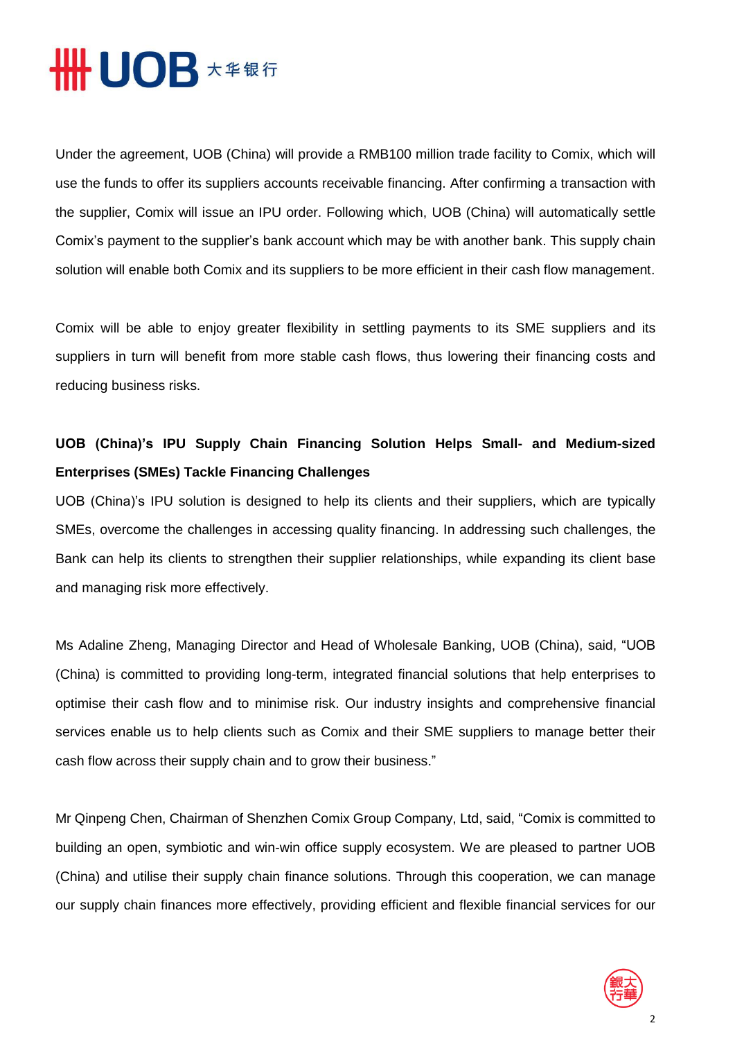Under the agreement, UOB (China) will provide a RMB100 million trade facility to Comix, which will use the funds to offer its suppliers accounts receivable financing. After confirming a transaction with the supplier, Comix will issue an IPU order. Following which, UOB (China) will automatically settle Comix's payment to the supplier's bank account which may be with another bank. This supply chain solution will enable both Comix and its suppliers to be more efficient in their cash flow management.

Comix will be able to enjoy greater flexibility in settling payments to its SME suppliers and its suppliers in turn will benefit from more stable cash flows, thus lowering their financing costs and reducing business risks.

**UOB (China)'s IPU Supply Chain Financing Solution Helps Small- and Medium-sized Enterprises (SMEs) Tackle Financing Challenges**

UOB (China)'s IPU solution is designed to help its clients and their suppliers, which are typically SMEs, overcome the challenges in accessing quality financing. In addressing such challenges, the Bank can help its clients to strengthen their supplier relationships, while expanding its client base and managing risk more effectively.

Ms Adaline Zheng, Managing Director and Head of Wholesale Banking, UOB (China), said, "UOB (China) is committed to providing long-term, integrated financial solutions that help enterprises to optimise their cash flow and to minimise risk. Our industry insights and comprehensive financial services enable us to help clients such as Comix and their SME suppliers to manage better their cash flow across their supply chain and to grow their business."

Mr Qinpeng Chen, Chairman of Shenzhen Comix Group Company, Ltd, said, "Comix is committed to building an open, symbiotic and win-win office supply ecosystem. We are pleased to partner UOB (China) and utilise their supply chain finance solutions. Through this cooperation, we can manage our supply chain finances more effectively, providing efficient and flexible financial services for our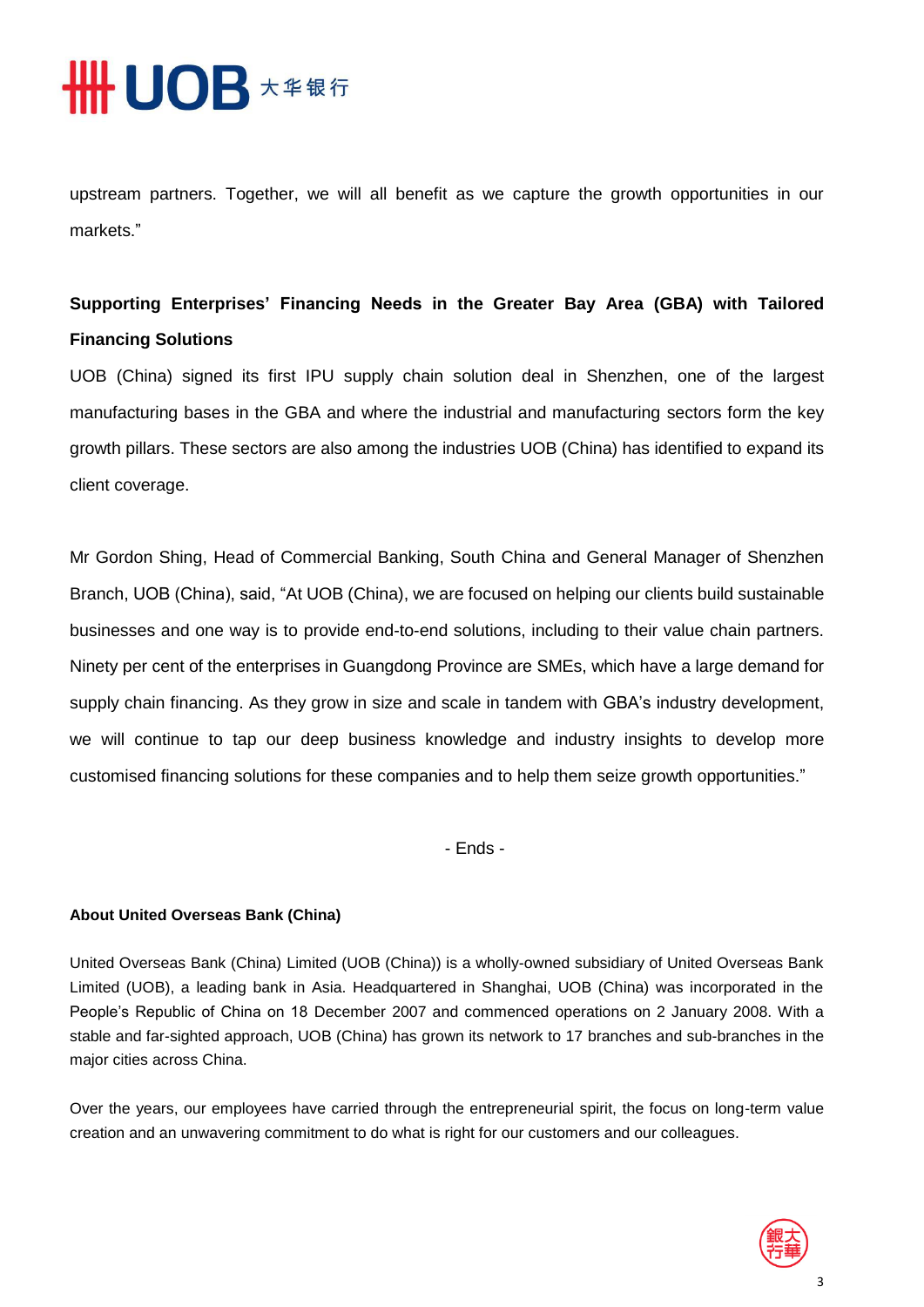upstream partners. Together, we will all benefit as we capture the growth opportunities in our markets."

**Supporting Enterprises' Financing Needs in the Greater Bay Area (GBA) with Tailored Financing Solutions**

UOB (China) signed its first IPU supply chain solution deal in Shenzhen, one of the largest manufacturing bases in the GBA and where the industrial and manufacturing sectors form the key growth pillars. These sectors are also among the industries UOB (China) has identified to expand its client coverage.

Mr Gordon Shing, Head of Commercial Banking, South China and General Manager of Shenzhen Branch, UOB (China), said, "At UOB (China), we are focused on helping our clients build sustainable businesses and one way is to provide end-to-end solutions, including to their value chain partners. Ninety per cent of the enterprises in Guangdong Province are SMEs, which have a large demand for supply chain financing. As they grow in size and scale in tandem with GBA's industry development, we will continue to tap our deep business knowledge and industry insights to develop more customised financing solutions for these companies and to help them seize growth opportunities."

- Ends -

**About United Overseas Bank (China)**

United Overseas Bank (China) Limited (UOB (China)) is a wholly-owned subsidiary of United Overseas Bank Limited (UOB), a leading bank in Asia. Headquartered in Shanghai, UOB (China) was incorporated in the People's Republic of China on 18 December 2007 and commenced operations on 2 January 2008. With a stable and far-sighted approach, UOB (China) has grown its network to 17 branches and sub-branches in the major cities across China.

Over the years, our employees have carried through the entrepreneurial spirit, the focus on long-term value creation and an unwavering commitment to do what is right for our customers and our colleagues.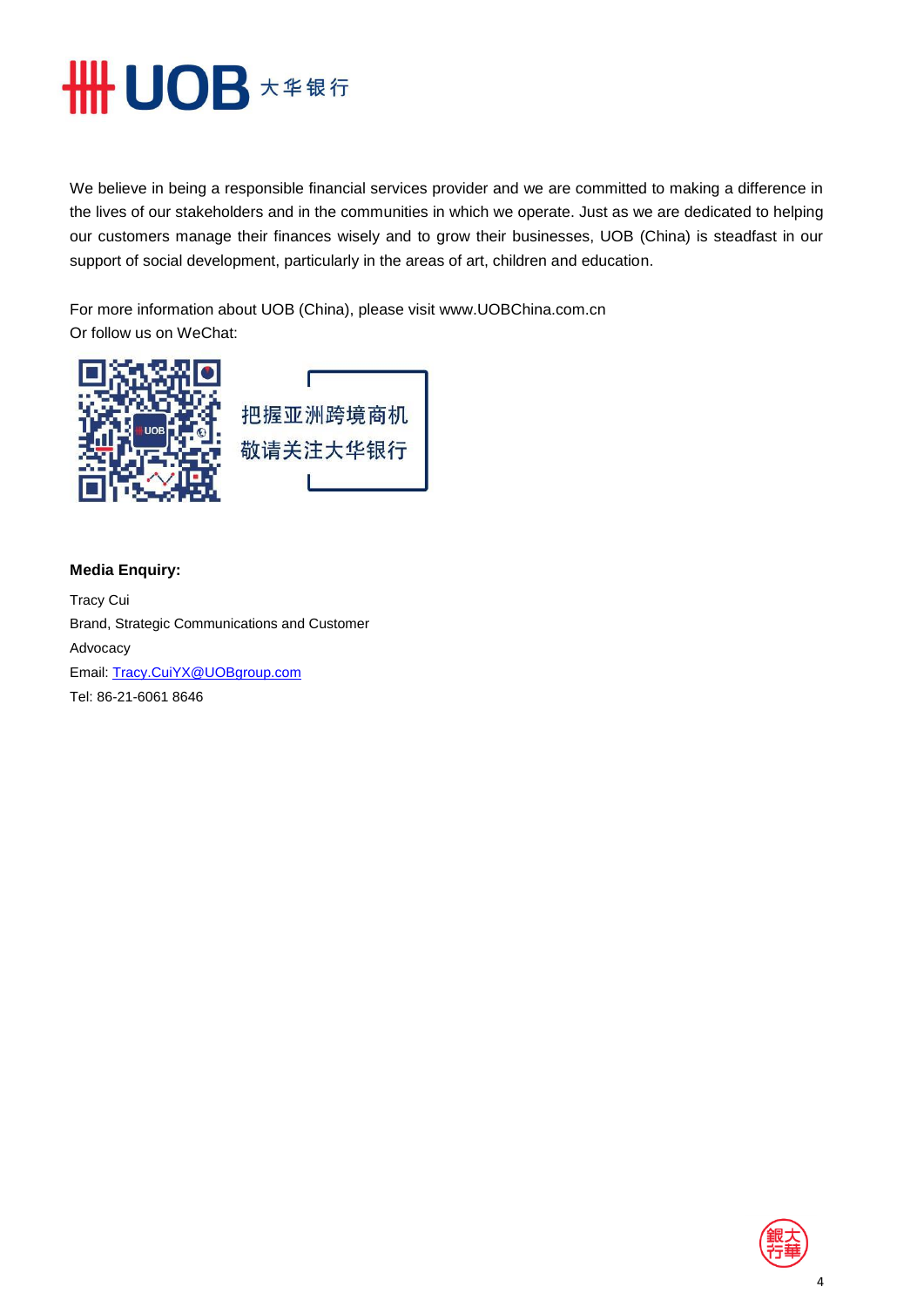We believe in being a responsible financial services provider and we are committed to making a difference in the lives of our stakeholders and in the communities in which we operate. Just as we are dedicated to helping our customers manage their finances wisely and to grow their businesses, UOB (China) is steadfast in our support of social development, particularly in the areas of art, children and education.

For more information about UOB (China), please visit www.UOBChina.com.cn
Or follow us on WeChat:

把握亚洲跨境商机
敬请关注大华银行

**Media Enquiry:**

Tracy Cui
Brand, Strategic Communications and Customer Advocacy
Email: Tracy.CuiYX@UOBgroup.com
Tel: 86-21-6061 8646